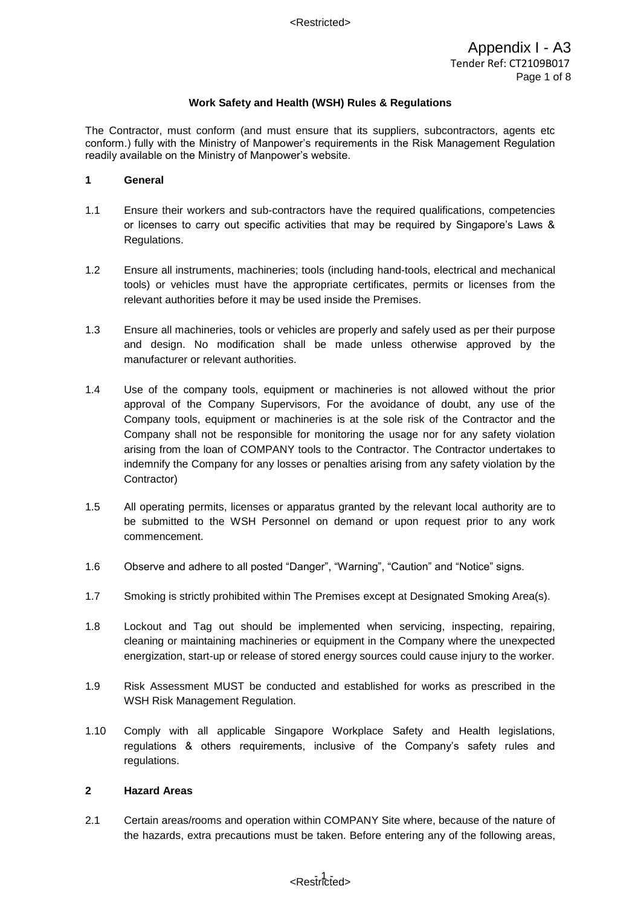Appendix I - A3
Tender Ref: CT2109B017

## Work Safety and Health (WSH) Rules & Regulations

The Contractor, must conform (and must ensure that its suppliers, subcontractors, agents etc conform.) fully with the Ministry of Manpower's requirements in the Risk Management Regulation readily available on the Ministry of Manpower's website.

### 1 General

1.1 Ensure their workers and sub-contractors have the required qualifications, competencies or licenses to carry out specific activities that may be required by Singapore's Laws & Regulations.

1.2 Ensure all instruments, machineries; tools (including hand-tools, electrical and mechanical tools) or vehicles must have the appropriate certificates, permits or licenses from the relevant authorities before it may be used inside the Premises.

1.3 Ensure all machineries, tools or vehicles are properly and safely used as per their purpose and design. No modification shall be made unless otherwise approved by the manufacturer or relevant authorities.

1.4 Use of the company tools, equipment or machineries is not allowed without the prior approval of the Company Supervisors, For the avoidance of doubt, any use of the Company tools, equipment or machineries is at the sole risk of the Contractor and the Company shall not be responsible for monitoring the usage nor for any safety violation arising from the loan of COMPANY tools to the Contractor. The Contractor undertakes to indemnify the Company for any losses or penalties arising from any safety violation by the Contractor)

1.5 All operating permits, licenses or apparatus granted by the relevant local authority are to be submitted to the WSH Personnel on demand or upon request prior to any work commencement.

1.6 Observe and adhere to all posted "Danger", "Warning", "Caution" and "Notice" signs.

1.7 Smoking is strictly prohibited within The Premises except at Designated Smoking Area(s).

1.8 Lockout and Tag out should be implemented when servicing, inspecting, repairing, cleaning or maintaining machineries or equipment in the Company where the unexpected energization, start-up or release of stored energy sources could cause injury to the worker.

1.9 Risk Assessment MUST be conducted and established for works as prescribed in the WSH Risk Management Regulation.

1.10 Comply with all applicable Singapore Workplace Safety and Health legislations, regulations & others requirements, inclusive of the Company's safety rules and regulations.

### 2 Hazard Areas

2.1 Certain areas/rooms and operation within COMPANY Site where, because of the nature of the hazards, extra precautions must be taken. Before entering any of the following areas,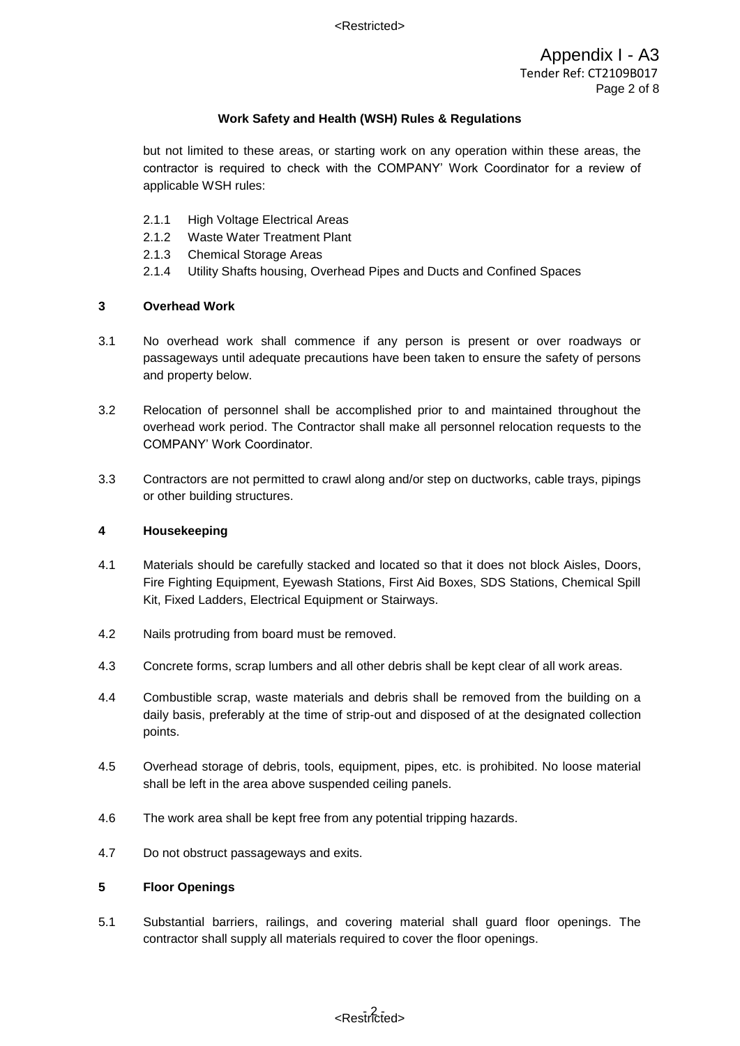but not limited to these areas, or starting work on any operation within these areas, the contractor is required to check with the COMPANY' Work Coordinator for a review of applicable WSH rules:

- 2.1.1 High Voltage Electrical Areas
- 2.1.2 Waste Water Treatment Plant
- 2.1.3 Chemical Storage Areas
- 2.1.4 Utility Shafts housing, Overhead Pipes and Ducts and Confined Spaces

## 3 Overhead Work

3.1 No overhead work shall commence if any person is present or over roadways or passageways until adequate precautions have been taken to ensure the safety of persons and property below.

3.2 Relocation of personnel shall be accomplished prior to and maintained throughout the overhead work period. The Contractor shall make all personnel relocation requests to the COMPANY' Work Coordinator.

3.3 Contractors are not permitted to crawl along and/or step on ductworks, cable trays, pipings or other building structures.

## 4 Housekeeping

4.1 Materials should be carefully stacked and located so that it does not block Aisles, Doors, Fire Fighting Equipment, Eyewash Stations, First Aid Boxes, SDS Stations, Chemical Spill Kit, Fixed Ladders, Electrical Equipment or Stairways.

4.2 Nails protruding from board must be removed.

4.3 Concrete forms, scrap lumbers and all other debris shall be kept clear of all work areas.

4.4 Combustible scrap, waste materials and debris shall be removed from the building on a daily basis, preferably at the time of strip-out and disposed of at the designated collection points.

4.5 Overhead storage of debris, tools, equipment, pipes, etc. is prohibited. No loose material shall be left in the area above suspended ceiling panels.

4.6 The work area shall be kept free from any potential tripping hazards.

4.7 Do not obstruct passageways and exits.

## 5 Floor Openings

5.1 Substantial barriers, railings, and covering material shall guard floor openings. The contractor shall supply all materials required to cover the floor openings.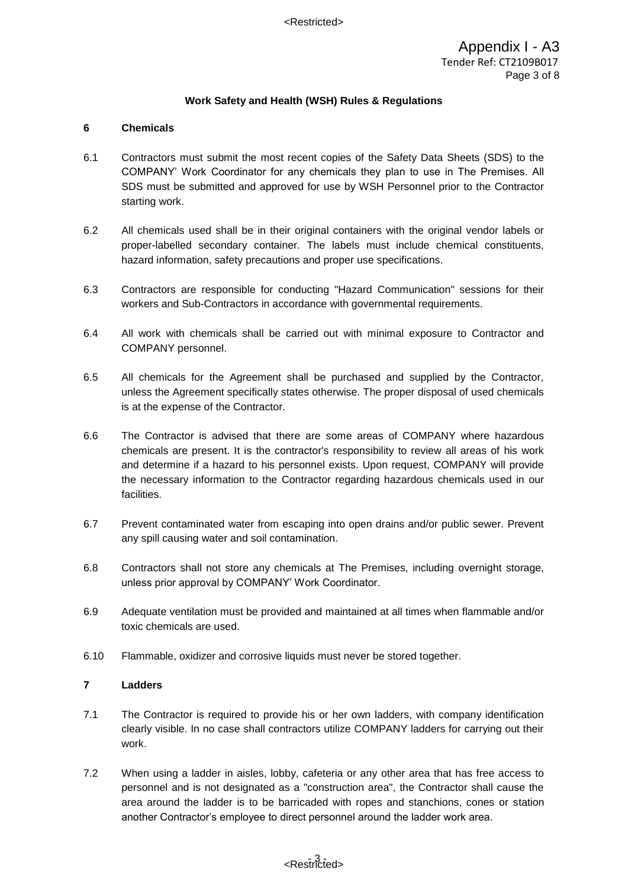**Work Safety and Health (WSH) Rules & Regulations**

**6 Chemicals**

6.1 Contractors must submit the most recent copies of the Safety Data Sheets (SDS) to the COMPANY' Work Coordinator for any chemicals they plan to use in The Premises. All SDS must be submitted and approved for use by WSH Personnel prior to the Contractor starting work.

6.2 All chemicals used shall be in their original containers with the original vendor labels or proper-labelled secondary container. The labels must include chemical constituents, hazard information, safety precautions and proper use specifications.

6.3 Contractors are responsible for conducting "Hazard Communication" sessions for their workers and Sub-Contractors in accordance with governmental requirements.

6.4 All work with chemicals shall be carried out with minimal exposure to Contractor and COMPANY personnel.

6.5 All chemicals for the Agreement shall be purchased and supplied by the Contractor, unless the Agreement specifically states otherwise. The proper disposal of used chemicals is at the expense of the Contractor.

6.6 The Contractor is advised that there are some areas of COMPANY where hazardous chemicals are present. It is the contractor's responsibility to review all areas of his work and determine if a hazard to his personnel exists. Upon request, COMPANY will provide the necessary information to the Contractor regarding hazardous chemicals used in our facilities.

6.7 Prevent contaminated water from escaping into open drains and/or public sewer. Prevent any spill causing water and soil contamination.

6.8 Contractors shall not store any chemicals at The Premises, including overnight storage, unless prior approval by COMPANY' Work Coordinator.

6.9 Adequate ventilation must be provided and maintained at all times when flammable and/or toxic chemicals are used.

6.10 Flammable, oxidizer and corrosive liquids must never be stored together.

**7 Ladders**

7.1 The Contractor is required to provide his or her own ladders, with company identification clearly visible. In no case shall contractors utilize COMPANY ladders for carrying out their work.

7.2 When using a ladder in aisles, lobby, cafeteria or any other area that has free access to personnel and is not designated as a "construction area", the Contractor shall cause the area around the ladder is to be barricaded with ropes and stanchions, cones or station another Contractor's employee to direct personnel around the ladder work area.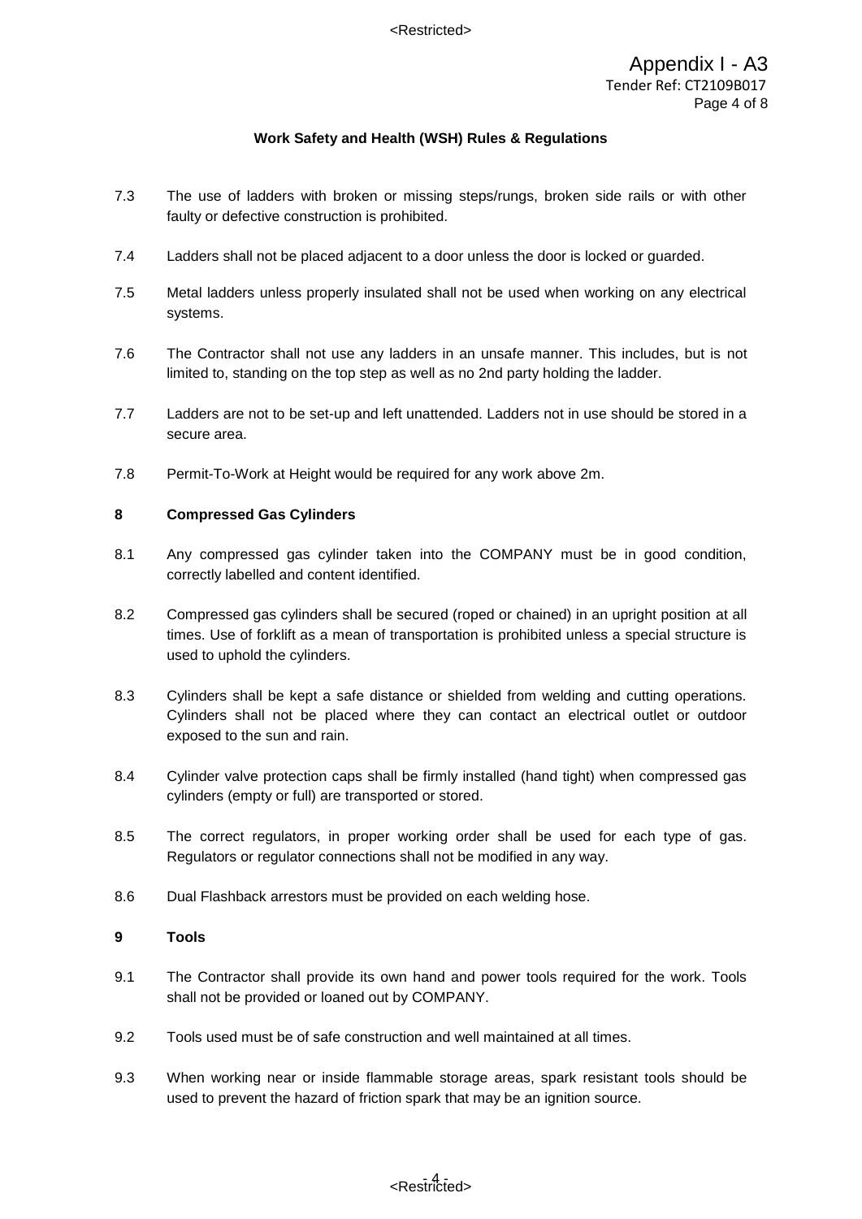7.3 The use of ladders with broken or missing steps/rungs, broken side rails or with other faulty or defective construction is prohibited.

7.4 Ladders shall not be placed adjacent to a door unless the door is locked or guarded.

7.5 Metal ladders unless properly insulated shall not be used when working on any electrical systems.

7.6 The Contractor shall not use any ladders in an unsafe manner. This includes, but is not limited to, standing on the top step as well as no 2nd party holding the ladder.

7.7 Ladders are not to be set-up and left unattended. Ladders not in use should be stored in a secure area.

7.8 Permit-To-Work at Height would be required for any work above 2m.

**8 Compressed Gas Cylinders**

8.1 Any compressed gas cylinder taken into the COMPANY must be in good condition, correctly labelled and content identified.

8.2 Compressed gas cylinders shall be secured (roped or chained) in an upright position at all times. Use of forklift as a mean of transportation is prohibited unless a special structure is used to uphold the cylinders.

8.3 Cylinders shall be kept a safe distance or shielded from welding and cutting operations. Cylinders shall not be placed where they can contact an electrical outlet or outdoor exposed to the sun and rain.

8.4 Cylinder valve protection caps shall be firmly installed (hand tight) when compressed gas cylinders (empty or full) are transported or stored.

8.5 The correct regulators, in proper working order shall be used for each type of gas. Regulators or regulator connections shall not be modified in any way.

8.6 Dual Flashback arrestors must be provided on each welding hose.

**9 Tools**

9.1 The Contractor shall provide its own hand and power tools required for the work. Tools shall not be provided or loaned out by COMPANY.

9.2 Tools used must be of safe construction and well maintained at all times.

9.3 When working near or inside flammable storage areas, spark resistant tools should be used to prevent the hazard of friction spark that may be an ignition source.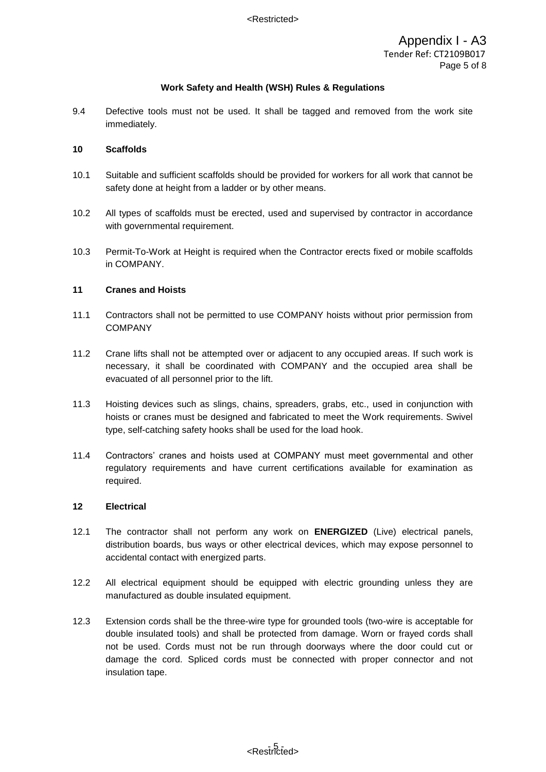**Work Safety and Health (WSH) Rules & Regulations**

9.4 Defective tools must not be used. It shall be tagged and removed from the work site immediately.

## 10 Scaffolds

10.1 Suitable and sufficient scaffolds should be provided for workers for all work that cannot be safety done at height from a ladder or by other means.

10.2 All types of scaffolds must be erected, used and supervised by contractor in accordance with governmental requirement.

10.3 Permit-To-Work at Height is required when the Contractor erects fixed or mobile scaffolds in COMPANY.

## 11 Cranes and Hoists

11.1 Contractors shall not be permitted to use COMPANY hoists without prior permission from COMPANY

11.2 Crane lifts shall not be attempted over or adjacent to any occupied areas. If such work is necessary, it shall be coordinated with COMPANY and the occupied area shall be evacuated of all personnel prior to the lift.

11.3 Hoisting devices such as slings, chains, spreaders, grabs, etc., used in conjunction with hoists or cranes must be designed and fabricated to meet the Work requirements. Swivel type, self-catching safety hooks shall be used for the load hook.

11.4 Contractors' cranes and hoists used at COMPANY must meet governmental and other regulatory requirements and have current certifications available for examination as required.

## 12 Electrical

12.1 The contractor shall not perform any work on **ENERGIZED** (Live) electrical panels, distribution boards, bus ways or other electrical devices, which may expose personnel to accidental contact with energized parts.

12.2 All electrical equipment should be equipped with electric grounding unless they are manufactured as double insulated equipment.

12.3 Extension cords shall be the three-wire type for grounded tools (two-wire is acceptable for double insulated tools) and shall be protected from damage. Worn or frayed cords shall not be used. Cords must not be run through doorways where the door could cut or damage the cord. Spliced cords must be connected with proper connector and not insulation tape.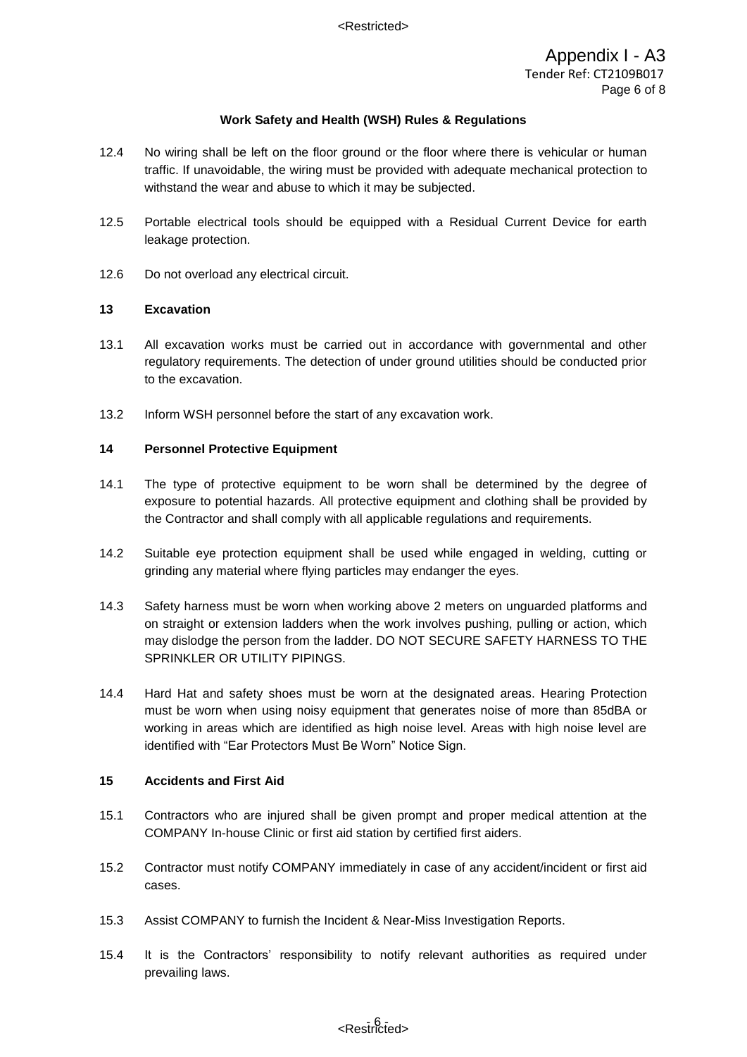## Work Safety and Health (WSH) Rules & Regulations

12.4 No wiring shall be left on the floor ground or the floor where there is vehicular or human traffic. If unavoidable, the wiring must be provided with adequate mechanical protection to withstand the wear and abuse to which it may be subjected.

12.5 Portable electrical tools should be equipped with a Residual Current Device for earth leakage protection.

12.6 Do not overload any electrical circuit.

### 13 Excavation

13.1 All excavation works must be carried out in accordance with governmental and other regulatory requirements. The detection of under ground utilities should be conducted prior to the excavation.

13.2 Inform WSH personnel before the start of any excavation work.

### 14 Personnel Protective Equipment

14.1 The type of protective equipment to be worn shall be determined by the degree of exposure to potential hazards. All protective equipment and clothing shall be provided by the Contractor and shall comply with all applicable regulations and requirements.

14.2 Suitable eye protection equipment shall be used while engaged in welding, cutting or grinding any material where flying particles may endanger the eyes.

14.3 Safety harness must be worn when working above 2 meters on unguarded platforms and on straight or extension ladders when the work involves pushing, pulling or action, which may dislodge the person from the ladder. DO NOT SECURE SAFETY HARNESS TO THE SPRINKLER OR UTILITY PIPINGS.

14.4 Hard Hat and safety shoes must be worn at the designated areas. Hearing Protection must be worn when using noisy equipment that generates noise of more than 85dBA or working in areas which are identified as high noise level. Areas with high noise level are identified with "Ear Protectors Must Be Worn" Notice Sign.

### 15 Accidents and First Aid

15.1 Contractors who are injured shall be given prompt and proper medical attention at the COMPANY In-house Clinic or first aid station by certified first aiders.

15.2 Contractor must notify COMPANY immediately in case of any accident/incident or first aid cases.

15.3 Assist COMPANY to furnish the Incident & Near-Miss Investigation Reports.

15.4 It is the Contractors' responsibility to notify relevant authorities as required under prevailing laws.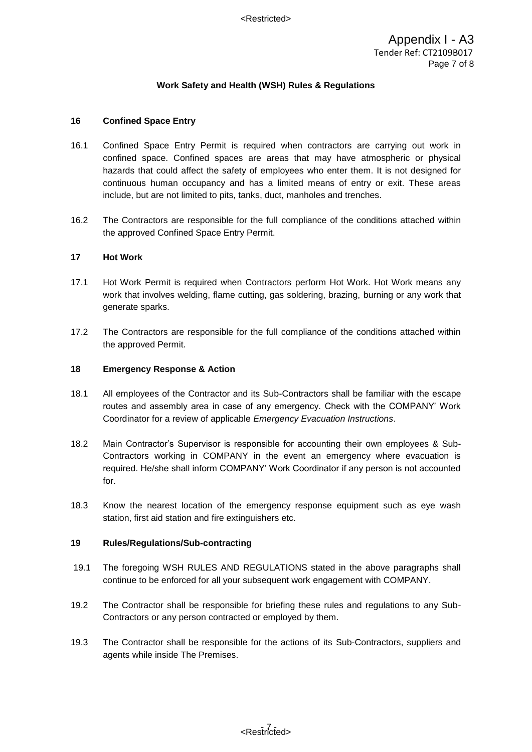## Work Safety and Health (WSH) Rules & Regulations

### 16 Confined Space Entry

16.1 Confined Space Entry Permit is required when contractors are carrying out work in confined space. Confined spaces are areas that may have atmospheric or physical hazards that could affect the safety of employees who enter them. It is not designed for continuous human occupancy and has a limited means of entry or exit. These areas include, but are not limited to pits, tanks, duct, manholes and trenches.

16.2 The Contractors are responsible for the full compliance of the conditions attached within the approved Confined Space Entry Permit.

### 17 Hot Work

17.1 Hot Work Permit is required when Contractors perform Hot Work. Hot Work means any work that involves welding, flame cutting, gas soldering, brazing, burning or any work that generate sparks.

17.2 The Contractors are responsible for the full compliance of the conditions attached within the approved Permit.

### 18 Emergency Response & Action

18.1 All employees of the Contractor and its Sub-Contractors shall be familiar with the escape routes and assembly area in case of any emergency. Check with the COMPANY' Work Coordinator for a review of applicable *Emergency Evacuation Instructions*.

18.2 Main Contractor's Supervisor is responsible for accounting their own employees & Sub-Contractors working in COMPANY in the event an emergency where evacuation is required. He/she shall inform COMPANY' Work Coordinator if any person is not accounted for.

18.3 Know the nearest location of the emergency response equipment such as eye wash station, first aid station and fire extinguishers etc.

### 19 Rules/Regulations/Sub-contracting

19.1 The foregoing WSH RULES AND REGULATIONS stated in the above paragraphs shall continue to be enforced for all your subsequent work engagement with COMPANY.

19.2 The Contractor shall be responsible for briefing these rules and regulations to any Sub-Contractors or any person contracted or employed by them.

19.3 The Contractor shall be responsible for the actions of its Sub-Contractors, suppliers and agents while inside The Premises.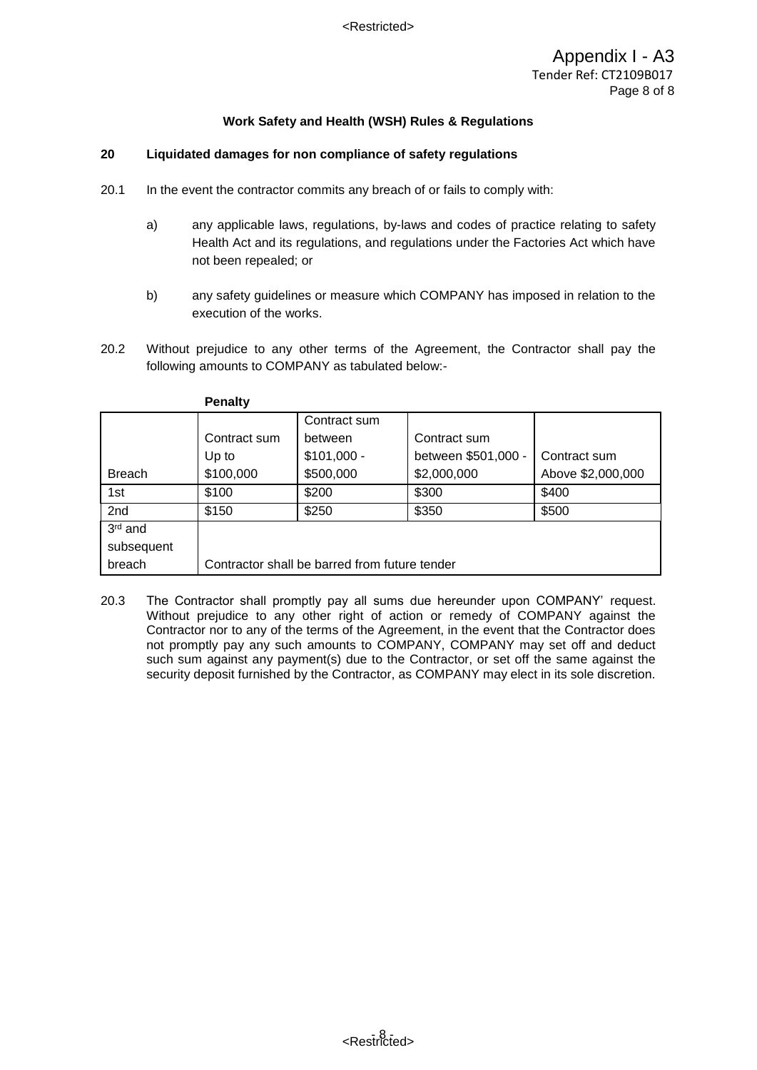**Work Safety and Health (WSH) Rules & Regulations**

**20 Liquidated damages for non compliance of safety regulations**

20.1 In the event the contractor commits any breach of or fails to comply with:

a) any applicable laws, regulations, by-laws and codes of practice relating to safety Health Act and its regulations, and regulations under the Factories Act which have not been repealed; or

b) any safety guidelines or measure which COMPANY has imposed in relation to the execution of the works.

20.2 Without prejudice to any other terms of the Agreement, the Contractor shall pay the following amounts to COMPANY as tabulated below:-

| | **Penalty** | | | |
|---|---|---|---|---|
| Breach | Contract sum Up to $100,000 | Contract sum between $101,000 - $500,000 | Contract sum between $501,000 - $2,000,000 | Contract sum Above $2,000,000 |
| 1st | $100 | $200 | $300 | $400 |
| 2nd | $150 | $250 | $350 | $500 |
| 3rd and subsequent breach | Contractor shall be barred from future tender | | | |

20.3 The Contractor shall promptly pay all sums due hereunder upon COMPANY' request. Without prejudice to any other right of action or remedy of COMPANY against the Contractor nor to any of the terms of the Agreement, in the event that the Contractor does not promptly pay any such amounts to COMPANY, COMPANY may set off and deduct such sum against any payment(s) due to the Contractor, or set off the same against the security deposit furnished by the Contractor, as COMPANY may elect in its sole discretion.